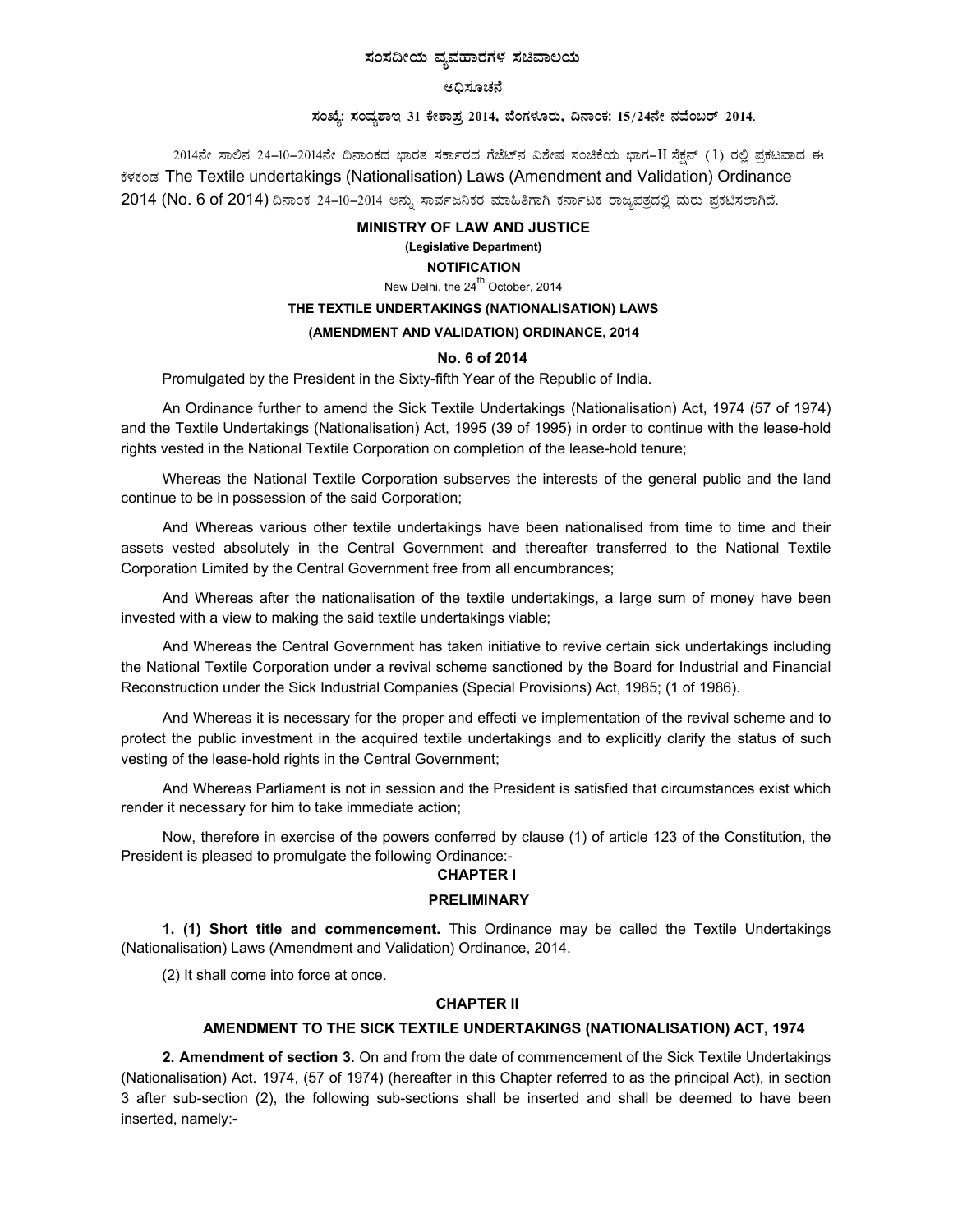**ಸಂಸದೀಯ ವ್ಯವಹಾರಗಳ ಸಚಿವಾಲಯ**

**ಅಧಿಸೂಚನೆ**

**ಸಂಖ್ಯೆ: ಸಂವ್ಯಶಾಇ 31 ಕೇಶಾಪ್ರ 2014, ಬೆಂಗಳೂರು, ದಿನಾಂಕ: 15/24ನೇ ನವೆಂಬರ್ 2014.**

2014ನೇ ಸಾಲಿನ 24–10–2014ನೇ ದಿನಾಂಕದ ಭಾರತ ಸರ್ಕಾರದ ಗೆಜೆಟ್‌ನ ವಿಶೇಷ ಸಂಚಿಕೆಯ ಭಾಗ–II ಸೆಕ್ಷನ್ (1) ರಲ್ಲಿ ಪ್ರಕಟವಾದ ಈ ಕೆಳಕಂಡ The Textile undertakings (Nationalisation) Laws (Amendment and Validation) Ordinance 2014 (No. 6 of 2014) ದಿನಾಂಕ 24–10–2014 ಅನ್ನು ಸಾರ್ವಜನಿಕರ ಮಾಹಿತಿಗಾಗಿ ಕರ್ನಾಟಕ ರಾಜ್ಯಪತ್ರದಲ್ಲಿ ಮರು ಪ್ರಕಟಿಸಲಾಗಿದೆ.

**MINISTRY OF LAW AND JUSTICE**

**(Legislative Department)**

**NOTIFICATION**

New Delhi, the 24th October, 2014

**THE TEXTILE UNDERTAKINGS (NATIONALISATION) LAWS**

**(AMENDMENT AND VALIDATION) ORDINANCE, 2014**

**No. 6 of 2014**

Promulgated by the President in the Sixty-fifth Year of the Republic of India.

An Ordinance further to amend the Sick Textile Undertakings (Nationalisation) Act, 1974 (57 of 1974) and the Textile Undertakings (Nationalisation) Act, 1995 (39 of 1995) in order to continue with the lease-hold rights vested in the National Textile Corporation on completion of the lease-hold tenure;

Whereas the National Textile Corporation subserves the interests of the general public and the land continue to be in possession of the said Corporation;

And Whereas various other textile undertakings have been nationalised from time to time and their assets vested absolutely in the Central Government and thereafter transferred to the National Textile Corporation Limited by the Central Government free from all encumbrances;

And Whereas after the nationalisation of the textile undertakings, a large sum of money have been invested with a view to making the said textile undertakings viable;

And Whereas the Central Government has taken initiative to revive certain sick undertakings including the National Textile Corporation under a revival scheme sanctioned by the Board for Industrial and Financial Reconstruction under the Sick Industrial Companies (Special Provisions) Act, 1985; (1 of 1986).

And Whereas it is necessary for the proper and effecti ve implementation of the revival scheme and to protect the public investment in the acquired textile undertakings and to explicitly clarify the status of such vesting of the lease-hold rights in the Central Government;

And Whereas Parliament is not in session and the President is satisfied that circumstances exist which render it necessary for him to take immediate action;

Now, therefore in exercise of the powers conferred by clause (1) of article 123 of the Constitution, the President is pleased to promulgate the following Ordinance:-

**CHAPTER I**

**PRELIMINARY**

**1. (1) Short title and commencement.** This Ordinance may be called the Textile Undertakings (Nationalisation) Laws (Amendment and Validation) Ordinance, 2014.

(2) It shall come into force at once.

**CHAPTER II**

**AMENDMENT TO THE SICK TEXTILE UNDERTAKINGS (NATIONALISATION) ACT, 1974**

**2. Amendment of section 3.** On and from the date of commencement of the Sick Textile Undertakings (Nationalisation) Act. 1974, (57 of 1974) (hereafter in this Chapter referred to as the principal Act), in section 3 after sub-section (2), the following sub-sections shall be inserted and shall be deemed to have been inserted, namely:-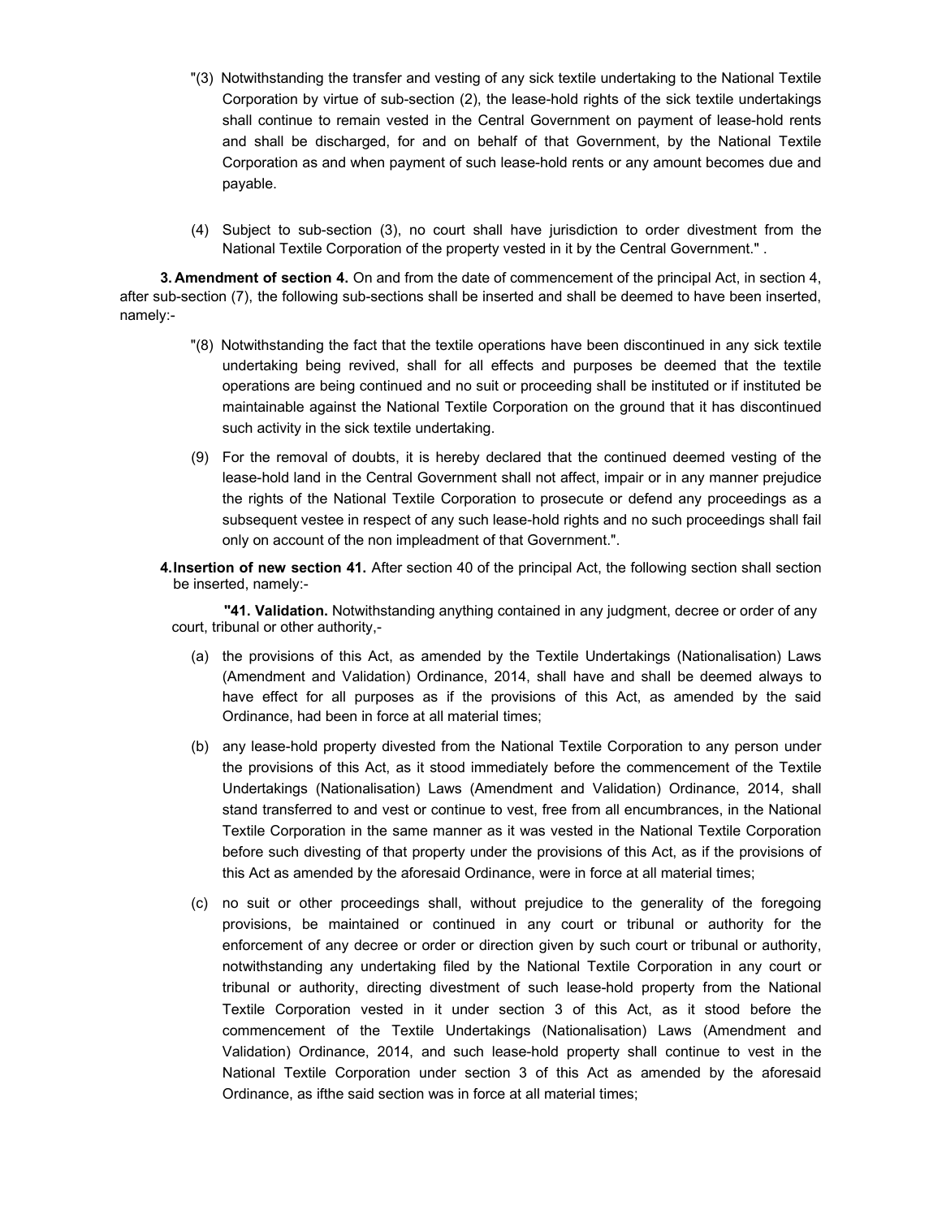"(3) Notwithstanding the transfer and vesting of any sick textile undertaking to the National Textile Corporation by virtue of sub-section (2), the lease-hold rights of the sick textile undertakings shall continue to remain vested in the Central Government on payment of lease-hold rents and shall be discharged, for and on behalf of that Government, by the National Textile Corporation as and when payment of such lease-hold rents or any amount becomes due and payable.

(4) Subject to sub-section (3), no court shall have jurisdiction to order divestment from the National Textile Corporation of the property vested in it by the Central Government." .

**3. Amendment of section 4.** On and from the date of commencement of the principal Act, in section 4, after sub-section (7), the following sub-sections shall be inserted and shall be deemed to have been inserted, namely:-

"(8) Notwithstanding the fact that the textile operations have been discontinued in any sick textile undertaking being revived, shall for all effects and purposes be deemed that the textile operations are being continued and no suit or proceeding shall be instituted or if instituted be maintainable against the National Textile Corporation on the ground that it has discontinued such activity in the sick textile undertaking.

(9) For the removal of doubts, it is hereby declared that the continued deemed vesting of the lease-hold land in the Central Government shall not affect, impair or in any manner prejudice the rights of the National Textile Corporation to prosecute or defend any proceedings as a subsequent vestee in respect of any such lease-hold rights and no such proceedings shall fail only on account of the non impleadment of that Government.".

**4. Insertion of new section 41.** After section 40 of the principal Act, the following section shall section be inserted, namely:-

**"41. Validation.** Notwithstanding anything contained in any judgment, decree or order of any court, tribunal or other authority,-

(a) the provisions of this Act, as amended by the Textile Undertakings (Nationalisation) Laws (Amendment and Validation) Ordinance, 2014, shall have and shall be deemed always to have effect for all purposes as if the provisions of this Act, as amended by the said Ordinance, had been in force at all material times;

(b) any lease-hold property divested from the National Textile Corporation to any person under the provisions of this Act, as it stood immediately before the commencement of the Textile Undertakings (Nationalisation) Laws (Amendment and Validation) Ordinance, 2014, shall stand transferred to and vest or continue to vest, free from all encumbrances, in the National Textile Corporation in the same manner as it was vested in the National Textile Corporation before such divesting of that property under the provisions of this Act, as if the provisions of this Act as amended by the aforesaid Ordinance, were in force at all material times;

(c) no suit or other proceedings shall, without prejudice to the generality of the foregoing provisions, be maintained or continued in any court or tribunal or authority for the enforcement of any decree or order or direction given by such court or tribunal or authority, notwithstanding any undertaking filed by the National Textile Corporation in any court or tribunal or authority, directing divestment of such lease-hold property from the National Textile Corporation vested in it under section 3 of this Act, as it stood before the commencement of the Textile Undertakings (Nationalisation) Laws (Amendment and Validation) Ordinance, 2014, and such lease-hold property shall continue to vest in the National Textile Corporation under section 3 of this Act as amended by the aforesaid Ordinance, as ifthe said section was in force at all material times;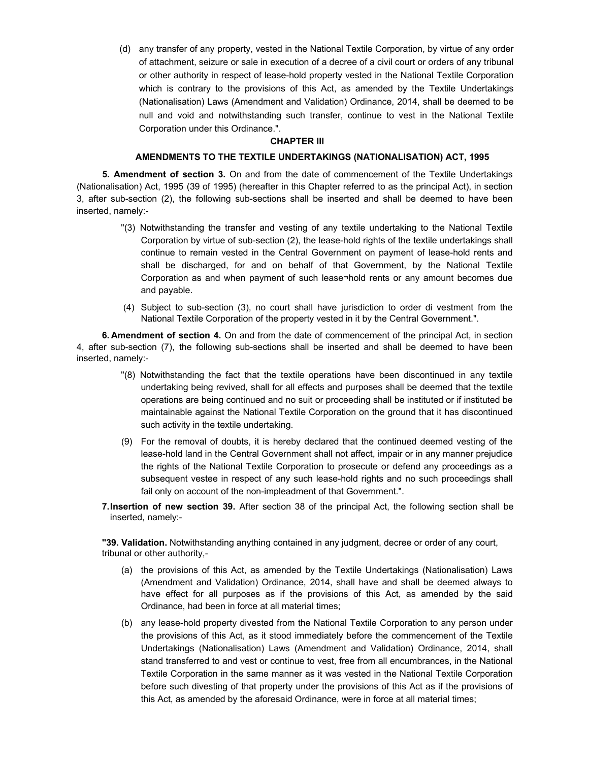(d) any transfer of any property, vested in the National Textile Corporation, by virtue of any order of attachment, seizure or sale in execution of a decree of a civil court or orders of any tribunal or other authority in respect of lease-hold property vested in the National Textile Corporation which is contrary to the provisions of this Act, as amended by the Textile Undertakings (Nationalisation) Laws (Amendment and Validation) Ordinance, 2014, shall be deemed to be null and void and notwithstanding such transfer, continue to vest in the National Textile Corporation under this Ordinance.".

## CHAPTER III

### AMENDMENTS TO THE TEXTILE UNDERTAKINGS (NATIONALISATION) ACT, 1995

**5. Amendment of section 3.** On and from the date of commencement of the Textile Undertakings (Nationalisation) Act, 1995 (39 of 1995) (hereafter in this Chapter referred to as the principal Act), in section 3, after sub-section (2), the following sub-sections shall be inserted and shall be deemed to have been inserted, namely:-

"(3) Notwithstanding the transfer and vesting of any textile undertaking to the National Textile Corporation by virtue of sub-section (2), the lease-hold rights of the textile undertakings shall continue to remain vested in the Central Government on payment of lease-hold rents and shall be discharged, for and on behalf of that Government, by the National Textile Corporation as and when payment of such lease¬hold rents or any amount becomes due and payable.

(4) Subject to sub-section (3), no court shall have jurisdiction to order di vestment from the National Textile Corporation of the property vested in it by the Central Government.".

**6. Amendment of section 4.** On and from the date of commencement of the principal Act, in section 4, after sub-section (7), the following sub-sections shall be inserted and shall be deemed to have been inserted, namely:-

"(8) Notwithstanding the fact that the textile operations have been discontinued in any textile undertaking being revived, shall for all effects and purposes shall be deemed that the textile operations are being continued and no suit or proceeding shall be instituted or if instituted be maintainable against the National Textile Corporation on the ground that it has discontinued such activity in the textile undertaking.

(9) For the removal of doubts, it is hereby declared that the continued deemed vesting of the lease-hold land in the Central Government shall not affect, impair or in any manner prejudice the rights of the National Textile Corporation to prosecute or defend any proceedings as a subsequent vestee in respect of any such lease-hold rights and no such proceedings shall fail only on account of the non-impleadment of that Government.".

**7. Insertion of new section 39.** After section 38 of the principal Act, the following section shall be inserted, namely:-

**"39. Validation.** Notwithstanding anything contained in any judgment, decree or order of any court, tribunal or other authority,-

(a) the provisions of this Act, as amended by the Textile Undertakings (Nationalisation) Laws (Amendment and Validation) Ordinance, 2014, shall have and shall be deemed always to have effect for all purposes as if the provisions of this Act, as amended by the said Ordinance, had been in force at all material times;

(b) any lease-hold property divested from the National Textile Corporation to any person under the provisions of this Act, as it stood immediately before the commencement of the Textile Undertakings (Nationalisation) Laws (Amendment and Validation) Ordinance, 2014, shall stand transferred to and vest or continue to vest, free from all encumbrances, in the National Textile Corporation in the same manner as it was vested in the National Textile Corporation before such divesting of that property under the provisions of this Act as if the provisions of this Act, as amended by the aforesaid Ordinance, were in force at all material times;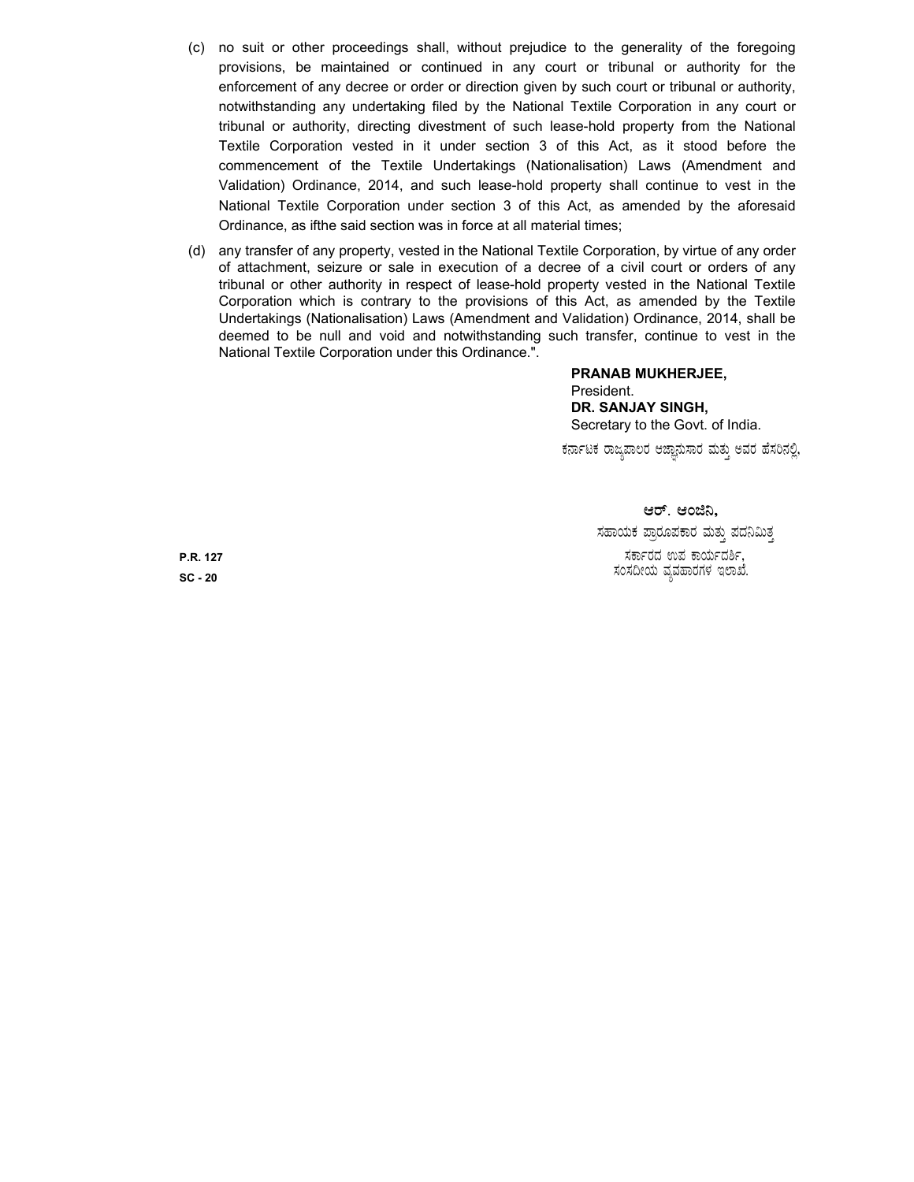(c) no suit or other proceedings shall, without prejudice to the generality of the foregoing provisions, be maintained or continued in any court or tribunal or authority for the enforcement of any decree or order or direction given by such court or tribunal or authority, notwithstanding any undertaking filed by the National Textile Corporation in any court or tribunal or authority, directing divestment of such lease-hold property from the National Textile Corporation vested in it under section 3 of this Act, as it stood before the commencement of the Textile Undertakings (Nationalisation) Laws (Amendment and Validation) Ordinance, 2014, and such lease-hold property shall continue to vest in the National Textile Corporation under section 3 of this Act, as amended by the aforesaid Ordinance, as ifthe said section was in force at all material times;

(d) any transfer of any property, vested in the National Textile Corporation, by virtue of any order of attachment, seizure or sale in execution of a decree of a civil court or orders of any tribunal or other authority in respect of lease-hold property vested in the National Textile Corporation which is contrary to the provisions of this Act, as amended by the Textile Undertakings (Nationalisation) Laws (Amendment and Validation) Ordinance, 2014, shall be deemed to be null and void and notwithstanding such transfer, continue to vest in the National Textile Corporation under this Ordinance.".

**PRANAB MUKHERJEE,**
President.
**DR. SANJAY SINGH,**
Secretary to the Govt. of India.

ಕರ್ನಾಟಕ ರಾಜ್ಯಪಾಲರ ಆಜ್ಞಾನುಸಾರ ಮತ್ತು ಅವರ ಹೆಸರಿನಲ್ಲಿ,

**ಆರ್. ಆಂಜಿನಿ,**
ಸಹಾಯಕ ಪ್ರಾರೂಪಕಾರ ಮತ್ತು ಪದನಿಮಿತ್ತ
ಸರ್ಕಾರದ ಉಪ ಕಾರ್ಯದರ್ಶಿ,
ಸಂಸದೀಯ ವ್ಯವಹಾರಗಳ ಇಲಾಖೆ.

**P.R. 127**
**SC - 20**